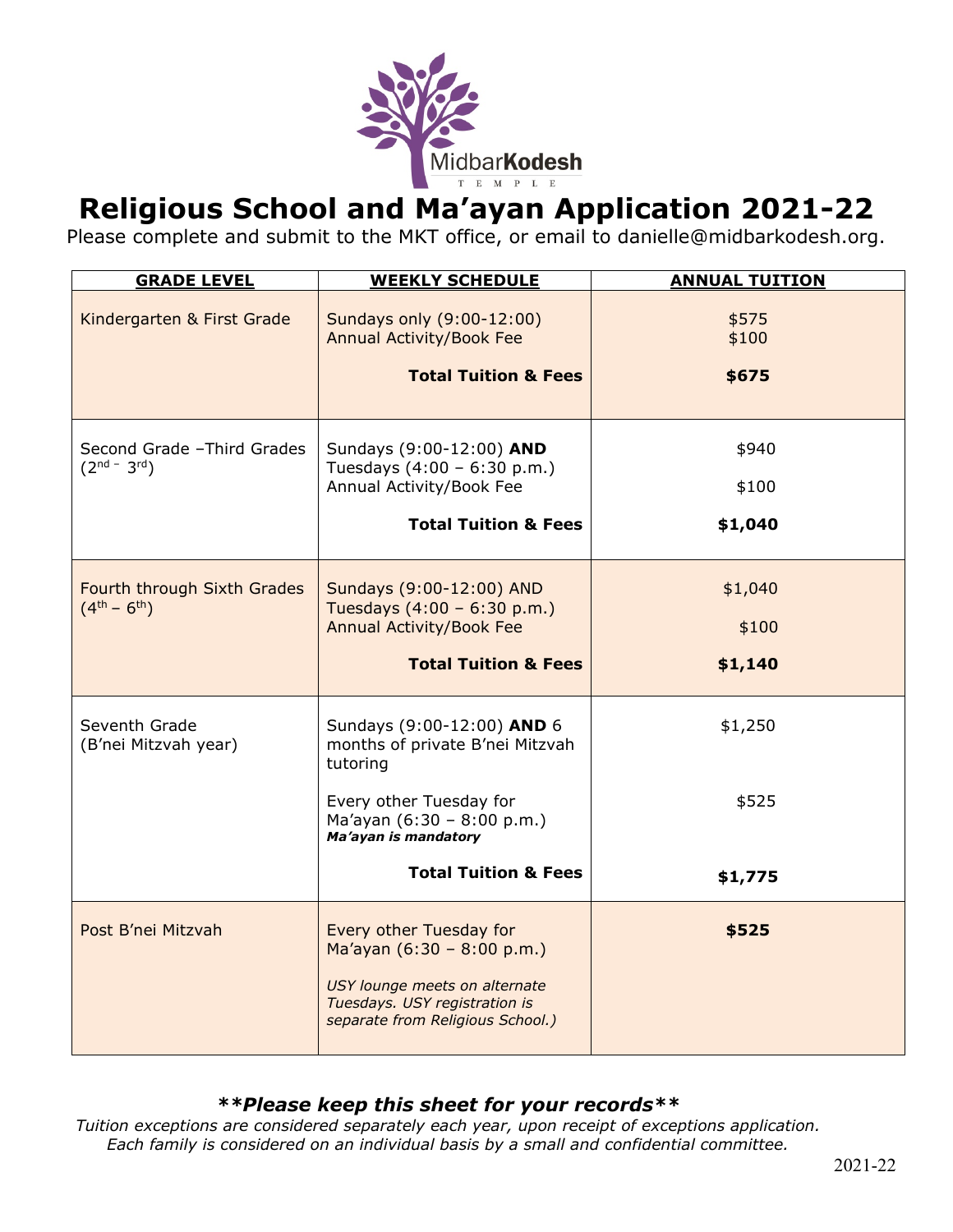MidbarKodesh
TEMPLE

# Religious School and Ma'ayan Application 2021-22

Please complete and submit to the MKT office, or email to danielle@midbarkodesh.org.

| GRADE LEVEL | WEEKLY SCHEDULE | ANNUAL TUITION |
|---|---|---|
| Kindergarten & First Grade | Sundays only (9:00-12:00)<br>Annual Activity/Book Fee<br>**Total Tuition & Fees** | \$575<br>\$100<br>**\$675** |
| Second Grade –Third Grades (2nd – 3rd) | Sundays (9:00-12:00) **AND** Tuesdays (4:00 – 6:30 p.m.)<br>Annual Activity/Book Fee<br>**Total Tuition & Fees** | \$940<br>\$100<br>**\$1,040** |
| Fourth through Sixth Grades (4th – 6th) | Sundays (9:00-12:00) AND Tuesdays (4:00 – 6:30 p.m.)<br>Annual Activity/Book Fee<br>**Total Tuition & Fees** | \$1,040<br>\$100<br>**\$1,140** |
| Seventh Grade (B'nei Mitzvah year) | Sundays (9:00-12:00) **AND** 6 months of private B'nei Mitzvah tutoring<br>Every other Tuesday for Ma'ayan (6:30 – 8:00 p.m.) ***Ma'ayan is mandatory***<br>**Total Tuition & Fees** | \$1,250<br>\$525<br>**\$1,775** |
| Post B'nei Mitzvah | Every other Tuesday for Ma'ayan (6:30 – 8:00 p.m.)<br>*USY lounge meets on alternate Tuesdays. USY registration is separate from Religious School.)* | **\$525** |

***\*\*Please keep this sheet for your records\*\****

*Tuition exceptions are considered separately each year, upon receipt of exceptions application. Each family is considered on an individual basis by a small and confidential committee.*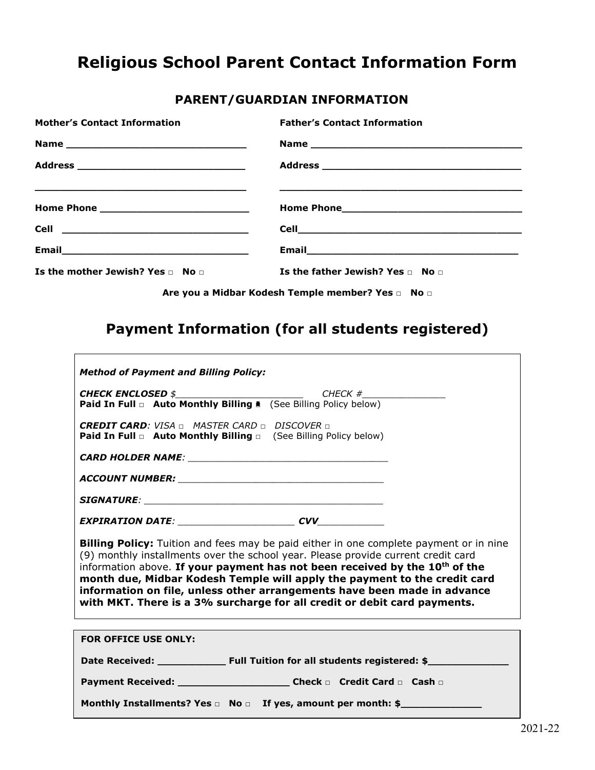# Religious School Parent Contact Information Form

## PARENT/GUARDIAN INFORMATION

**Mother's Contact Information**

**Name** ______________________________

**Address** ____________________________

______________________________________

**Home Phone** _________________________

**Cell** _______________________________

**Email**_______________________________

**Is the mother Jewish? Yes □ No □**

**Father's Contact Information**

**Name** __________________________________

**Address** ________________________________

__________________________________________

**Home Phone**______________________________

**Cell**_____________________________________

**Email**____________________________________

**Is the father Jewish? Yes □ No □**

**Are you a Midbar Kodesh Temple member? Yes □ No □**

# Payment Information (for all students registered)

***Method of Payment and Billing Policy:***

***CHECK ENCLOSED*** *$*______________________ *CHECK #*______________
**Paid In Full □ Auto Monthly Billing □** (See Billing Policy below)

***CREDIT CARD****: VISA □ MASTER CARD □ DISCOVER □*
**Paid In Full □ Auto Monthly Billing □** (See Billing Policy below)

***CARD HOLDER NAME****:* __________________________________

***ACCOUNT NUMBER:*** __________________________________

***SIGNATURE****:* __________________________________________

***EXPIRATION DATE****:* ____________________ ***CVV***___________

**Billing Policy:** Tuition and fees may be paid either in one complete payment or in nine (9) monthly installments over the school year. Please provide current credit card information above. **If your payment has not been received by the 10th of the month due, Midbar Kodesh Temple will apply the payment to the credit card information on file, unless other arrangements have been made in advance with MKT. There is a 3% surcharge for all credit or debit card payments.**

**FOR OFFICE USE ONLY:**

**Date Received:** ___________ **Full Tuition for all students registered: $**_____________

**Payment Received:** __________________ **Check □ Credit Card □ Cash □**

**Monthly Installments? Yes □ No □ If yes, amount per month: $**_____________

2021-22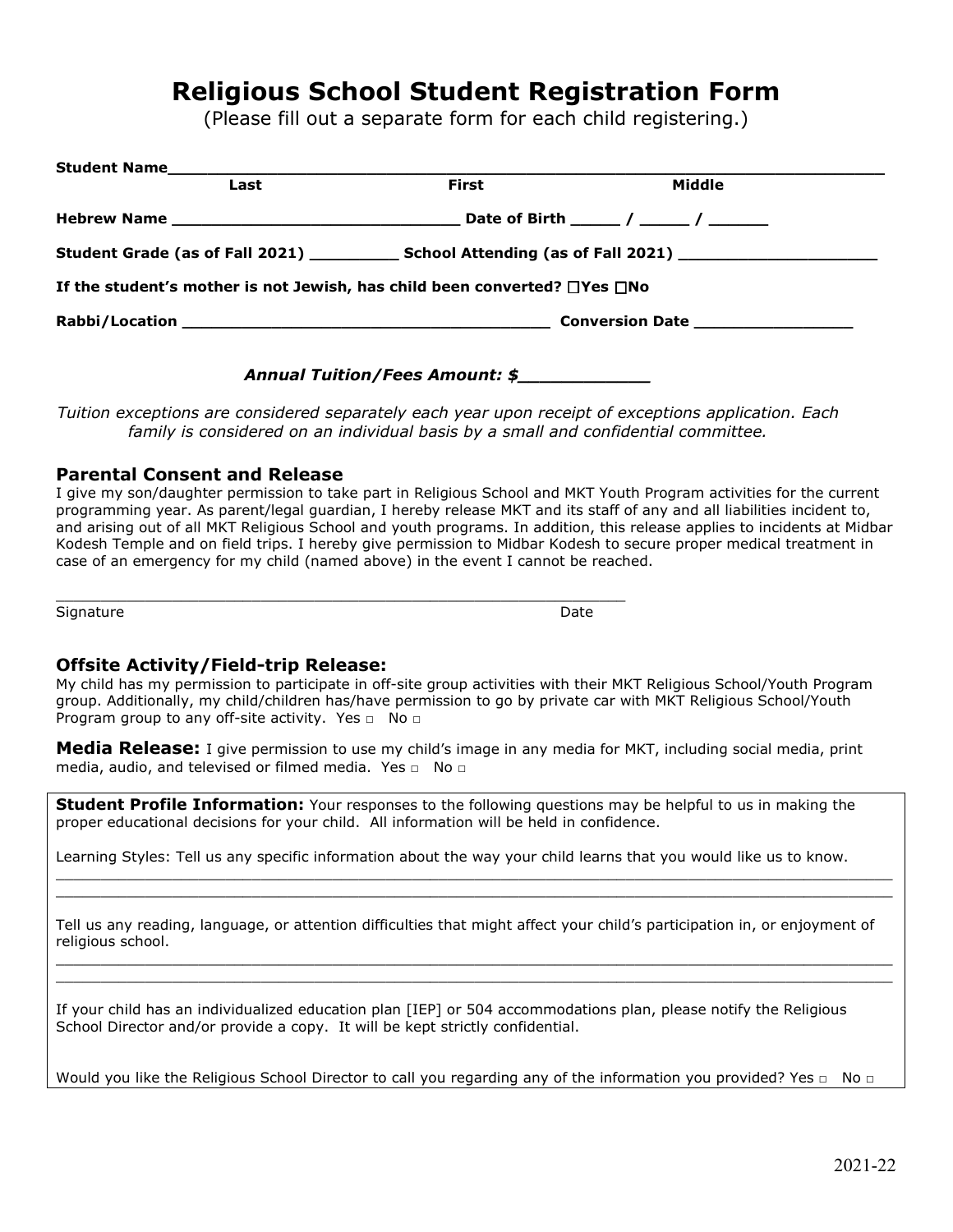# Religious School Student Registration Form

(Please fill out a separate form for each child registering.)

**Student Name**\_\_\_\_\_\_\_\_\_\_\_\_\_\_\_\_\_\_\_\_\_\_\_\_\_\_\_\_\_\_\_\_\_\_\_\_\_\_\_\_\_\_\_\_\_\_\_\_\_\_\_\_\_\_\_\_\_\_\_\_\_\_\_\_\_\_\_\_\_\_\_\_

**Last** **First** **Middle**

**Hebrew Name** \_\_\_\_\_\_\_\_\_\_\_\_\_\_\_\_\_\_\_\_\_\_\_\_\_\_\_\_\_\_ **Date of Birth** \_\_\_\_\_ / \_\_\_\_\_ / \_\_\_\_\_\_

**Student Grade (as of Fall 2021)** \_\_\_\_\_\_\_\_\_ **School Attending (as of Fall 2021)** \_\_\_\_\_\_\_\_\_\_\_\_\_\_\_\_\_\_\_\_

**If the student's mother is not Jewish, has child been converted?** ☐**Yes** ☐**No**

**Rabbi/Location** \_\_\_\_\_\_\_\_\_\_\_\_\_\_\_\_\_\_\_\_\_\_\_\_\_\_\_\_\_\_\_\_\_\_\_\_\_\_ **Conversion Date** \_\_\_\_\_\_\_\_\_\_\_\_\_\_\_\_

***Annual Tuition/Fees Amount: $***\_\_\_\_\_\_\_\_\_\_\_\_

*Tuition exceptions are considered separately each year upon receipt of exceptions application. Each family is considered on an individual basis by a small and confidential committee.*

## Parental Consent and Release

I give my son/daughter permission to take part in Religious School and MKT Youth Program activities for the current programming year. As parent/legal guardian, I hereby release MKT and its staff of any and all liabilities incident to, and arising out of all MKT Religious School and youth programs. In addition, this release applies to incidents at Midbar Kodesh Temple and on field trips. I hereby give permission to Midbar Kodesh to secure proper medical treatment in case of an emergency for my child (named above) in the event I cannot be reached.

\_\_\_\_\_\_\_\_\_\_\_\_\_\_\_\_\_\_\_\_\_\_\_\_\_\_\_\_\_\_\_\_\_\_\_\_\_\_\_\_\_\_\_\_\_\_\_\_\_\_\_\_\_\_\_\_\_\_\_\_\_

Signature Date

## Offsite Activity/Field-trip Release:

My child has my permission to participate in off-site group activities with their MKT Religious School/Youth Program group. Additionally, my child/children has/have permission to go by private car with MKT Religious School/Youth Program group to any off-site activity. Yes ☐ No ☐

**Media Release:** I give permission to use my child's image in any media for MKT, including social media, print media, audio, and televised or filmed media. Yes ☐ No ☐

**Student Profile Information:** Your responses to the following questions may be helpful to us in making the proper educational decisions for your child. All information will be held in confidence.

Learning Styles: Tell us any specific information about the way your child learns that you would like us to know.

\_\_\_\_\_\_\_\_\_\_\_\_\_\_\_\_\_\_\_\_\_\_\_\_\_\_\_\_\_\_\_\_\_\_\_\_\_\_\_\_\_\_\_\_\_\_\_\_\_\_\_\_\_\_\_\_\_\_\_\_\_\_\_\_\_\_\_\_\_\_\_\_\_\_\_\_\_\_\_\_\_\_\_\_\_\_\_\_\_\_
\_\_\_\_\_\_\_\_\_\_\_\_\_\_\_\_\_\_\_\_\_\_\_\_\_\_\_\_\_\_\_\_\_\_\_\_\_\_\_\_\_\_\_\_\_\_\_\_\_\_\_\_\_\_\_\_\_\_\_\_\_\_\_\_\_\_\_\_\_\_\_\_\_\_\_\_\_\_\_\_\_\_\_\_\_\_\_\_\_\_

Tell us any reading, language, or attention difficulties that might affect your child's participation in, or enjoyment of religious school.

\_\_\_\_\_\_\_\_\_\_\_\_\_\_\_\_\_\_\_\_\_\_\_\_\_\_\_\_\_\_\_\_\_\_\_\_\_\_\_\_\_\_\_\_\_\_\_\_\_\_\_\_\_\_\_\_\_\_\_\_\_\_\_\_\_\_\_\_\_\_\_\_\_\_\_\_\_\_\_\_\_\_\_\_\_\_\_\_\_\_
\_\_\_\_\_\_\_\_\_\_\_\_\_\_\_\_\_\_\_\_\_\_\_\_\_\_\_\_\_\_\_\_\_\_\_\_\_\_\_\_\_\_\_\_\_\_\_\_\_\_\_\_\_\_\_\_\_\_\_\_\_\_\_\_\_\_\_\_\_\_\_\_\_\_\_\_\_\_\_\_\_\_\_\_\_\_\_\_\_\_

If your child has an individualized education plan [IEP] or 504 accommodations plan, please notify the Religious School Director and/or provide a copy. It will be kept strictly confidential.

Would you like the Religious School Director to call you regarding any of the information you provided? Yes ☐ No ☐

2021-22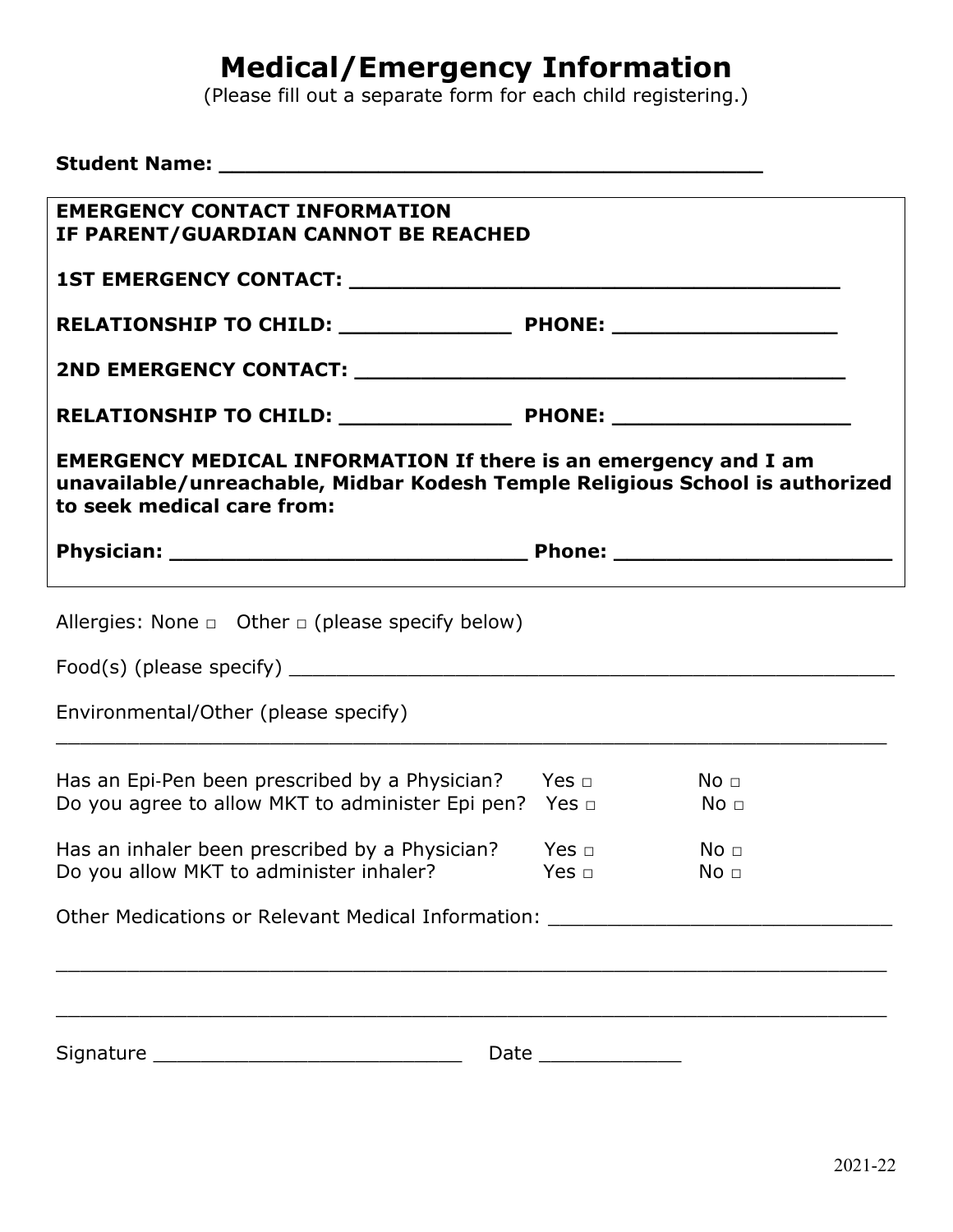# Medical/Emergency Information

(Please fill out a separate form for each child registering.)

**Student Name: ___________________________________________**

**EMERGENCY CONTACT INFORMATION**
**IF PARENT/GUARDIAN CANNOT BE REACHED**

**1ST EMERGENCY CONTACT: _______________________________________**

**RELATIONSHIP TO CHILD: ______________ PHONE: __________________**

**2ND EMERGENCY CONTACT: _______________________________________**

**RELATIONSHIP TO CHILD: ______________ PHONE: ___________________**

**EMERGENCY MEDICAL INFORMATION If there is an emergency and I am unavailable/unreachable, Midbar Kodesh Temple Religious School is authorized to seek medical care from:**

**Physician: _____________________________ Phone: ______________________**

Allergies: None □ Other □ (please specify below)

Food(s) (please specify) ____________________________________________________

Environmental/Other (please specify)

___________________________________________________________________________

Has an Epi-Pen been prescribed by a Physician? Yes □ No □
Do you agree to allow MKT to administer Epi pen? Yes □ No □

Has an inhaler been prescribed by a Physician? Yes □ No □
Do you allow MKT to administer inhaler? Yes □ No □

Other Medications or Relevant Medical Information: ____________________________

___________________________________________________________________________

___________________________________________________________________________

Signature ___________________________ Date ____________

2021-22